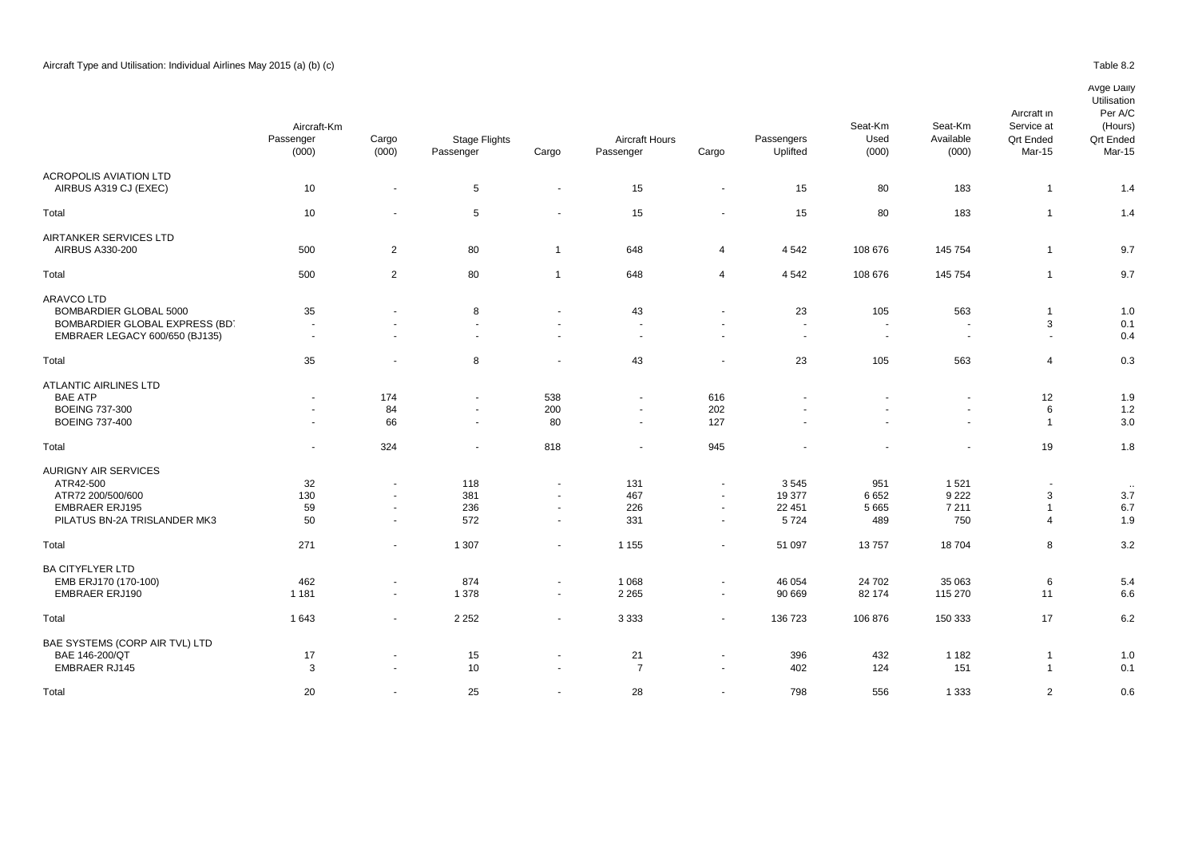Aircraft Type and Utilisation: Individual Airlines May 2015 (a) (b) (c)

Table 8.2

| | Aircraft-Km Passenger (000) | Cargo (000) | Stage Flights Passenger | Cargo | Aircraft Hours Passenger | Cargo | Passengers Uplifted | Seat-Km Used (000) | Seat-Km Available (000) | Aircraft in Service at Qrt Ended Mar-15 | Avge Daily Utilisation Per A/C (Hours) Qrt Ended Mar-15 |
|---|---|---|---|---|---|---|---|---|---|---|---|
| ACROPOLIS AVIATION LTD | | | | | | | | | | | |
| AIRBUS A319 CJ (EXEC) | 10 | - | 5 | - | 15 | - | 15 | 80 | 183 | 1 | 1.4 |
| Total | 10 | - | 5 | - | 15 | - | 15 | 80 | 183 | 1 | 1.4 |
| AIRTANKER SERVICES LTD | | | | | | | | | | | |
| AIRBUS A330-200 | 500 | 2 | 80 | 1 | 648 | 4 | 4 542 | 108 676 | 145 754 | 1 | 9.7 |
| Total | 500 | 2 | 80 | 1 | 648 | 4 | 4 542 | 108 676 | 145 754 | 1 | 9.7 |
| ARAVCO LTD | | | | | | | | | | | |
| BOMBARDIER GLOBAL 5000 | 35 | - | 8 | - | 43 | - | 23 | 105 | 563 | 1 | 1.0 |
| BOMBARDIER GLOBAL EXPRESS (BD | - | - | - | - | - | - | - | - | - | 3 | 0.1 |
| EMBRAER LEGACY 600/650 (BJ135) | - | - | - | - | - | - | - | - | - | - | 0.4 |
| Total | 35 | - | 8 | - | 43 | - | 23 | 105 | 563 | 4 | 0.3 |
| ATLANTIC AIRLINES LTD | | | | | | | | | | | |
| BAE ATP | - | 174 | - | 538 | - | 616 | - | - | - | 12 | 1.9 |
| BOEING 737-300 | - | 84 | - | 200 | - | 202 | - | - | - | 6 | 1.2 |
| BOEING 737-400 | - | 66 | - | 80 | - | 127 | - | - | - | 1 | 3.0 |
| Total | - | 324 | - | 818 | - | 945 | - | - | - | 19 | 1.8 |
| AURIGNY AIR SERVICES | | | | | | | | | | | |
| ATR42-500 | 32 | - | 118 | - | 131 | - | 3 545 | 951 | 1 521 | - | .. |
| ATR72 200/500/600 | 130 | - | 381 | - | 467 | - | 19 377 | 6 652 | 9 222 | 3 | 3.7 |
| EMBRAER ERJ195 | 59 | - | 236 | - | 226 | - | 22 451 | 5 665 | 7 211 | 1 | 6.7 |
| PILATUS BN-2A TRISLANDER MK3 | 50 | - | 572 | - | 331 | - | 5 724 | 489 | 750 | 4 | 1.9 |
| Total | 271 | - | 1 307 | - | 1 155 | - | 51 097 | 13 757 | 18 704 | 8 | 3.2 |
| BA CITYFLYER LTD | | | | | | | | | | | |
| EMB ERJ170 (170-100) | 462 | - | 874 | - | 1 068 | - | 46 054 | 24 702 | 35 063 | 6 | 5.4 |
| EMBRAER ERJ190 | 1 181 | - | 1 378 | - | 2 265 | - | 90 669 | 82 174 | 115 270 | 11 | 6.6 |
| Total | 1 643 | - | 2 252 | - | 3 333 | - | 136 723 | 106 876 | 150 333 | 17 | 6.2 |
| BAE SYSTEMS (CORP AIR TVL) LTD | | | | | | | | | | | |
| BAE 146-200/QT | 17 | - | 15 | - | 21 | - | 396 | 432 | 1 182 | 1 | 1.0 |
| EMBRAER RJ145 | 3 | - | 10 | - | 7 | - | 402 | 124 | 151 | 1 | 0.1 |
| Total | 20 | - | 25 | - | 28 | - | 798 | 556 | 1 333 | 2 | 0.6 |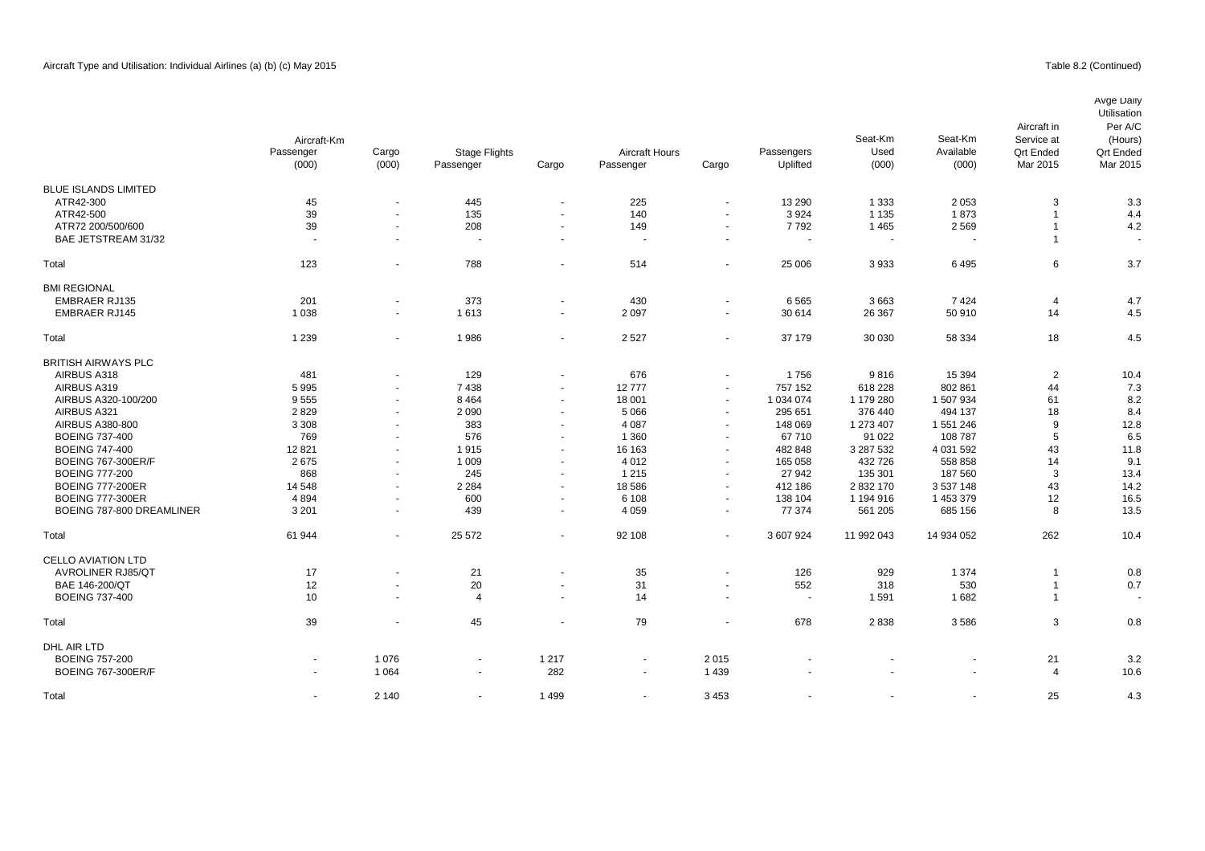Aircraft Type and Utilisation: Individual Airlines (a) (b) (c) May 2015

Table 8.2 (Continued)

| | Aircraft-Km Passenger (000) | Aircraft-Km Cargo (000) | Stage Flights Passenger | Stage Flights Cargo | Aircraft Hours Passenger | Aircraft Hours Cargo | Passengers Uplifted | Seat-Km Used (000) | Seat-Km Available (000) | Aircraft in Service at Qrt Ended Mar 2015 | Avge Daily Utilisation Per A/C (Hours) Qrt Ended Mar 2015 |
|---|---|---|---|---|---|---|---|---|---|---|---|
| BLUE ISLANDS LIMITED | | | | | | | | | | | |
| ATR42-300 | 45 | - | 445 | - | 225 | - | 13 290 | 1 333 | 2 053 | 3 | 3.3 |
| ATR42-500 | 39 | - | 135 | - | 140 | - | 3 924 | 1 135 | 1 873 | 1 | 4.4 |
| ATR72 200/500/600 | 39 | - | 208 | - | 149 | - | 7 792 | 1 465 | 2 569 | 1 | 4.2 |
| BAE JETSTREAM 31/32 | - | - | - | - | - | - | - | - | - | 1 | - |
| Total | 123 | - | 788 | - | 514 | - | 25 006 | 3 933 | 6 495 | 6 | 3.7 |
| BMI REGIONAL | | | | | | | | | | | |
| EMBRAER RJ135 | 201 | - | 373 | - | 430 | - | 6 565 | 3 663 | 7 424 | 4 | 4.7 |
| EMBRAER RJ145 | 1 038 | - | 1 613 | - | 2 097 | - | 30 614 | 26 367 | 50 910 | 14 | 4.5 |
| Total | 1 239 | - | 1 986 | - | 2 527 | - | 37 179 | 30 030 | 58 334 | 18 | 4.5 |
| BRITISH AIRWAYS PLC | | | | | | | | | | | |
| AIRBUS A318 | 481 | - | 129 | - | 676 | - | 1 756 | 9 816 | 15 394 | 2 | 10.4 |
| AIRBUS A319 | 5 995 | - | 7 438 | - | 12 777 | - | 757 152 | 618 228 | 802 861 | 44 | 7.3 |
| AIRBUS A320-100/200 | 9 555 | - | 8 464 | - | 18 001 | - | 1 034 074 | 1 179 280 | 1 507 934 | 61 | 8.2 |
| AIRBUS A321 | 2 829 | - | 2 090 | - | 5 066 | - | 295 651 | 376 440 | 494 137 | 18 | 8.4 |
| AIRBUS A380-800 | 3 308 | - | 383 | - | 4 087 | - | 148 069 | 1 273 407 | 1 551 246 | 9 | 12.8 |
| BOEING 737-400 | 769 | - | 576 | - | 1 360 | - | 67 710 | 91 022 | 108 787 | 5 | 6.5 |
| BOEING 747-400 | 12 821 | - | 1 915 | - | 16 163 | - | 482 848 | 3 287 532 | 4 031 592 | 43 | 11.8 |
| BOEING 767-300ER/F | 2 675 | - | 1 009 | - | 4 012 | - | 165 058 | 432 726 | 558 858 | 14 | 9.1 |
| BOEING 777-200 | 868 | - | 245 | - | 1 215 | - | 27 942 | 135 301 | 187 560 | 3 | 13.4 |
| BOEING 777-200ER | 14 548 | - | 2 284 | - | 18 586 | - | 412 186 | 2 832 170 | 3 537 148 | 43 | 14.2 |
| BOEING 777-300ER | 4 894 | - | 600 | - | 6 108 | - | 138 104 | 1 194 916 | 1 453 379 | 12 | 16.5 |
| BOEING 787-800 DREAMLINER | 3 201 | - | 439 | - | 4 059 | - | 77 374 | 561 205 | 685 156 | 8 | 13.5 |
| Total | 61 944 | - | 25 572 | - | 92 108 | - | 3 607 924 | 11 992 043 | 14 934 052 | 262 | 10.4 |
| CELLO AVIATION LTD | | | | | | | | | | | |
| AVROLINER RJ85/QT | 17 | - | 21 | - | 35 | - | 126 | 929 | 1 374 | 1 | 0.8 |
| BAE 146-200/QT | 12 | - | 20 | - | 31 | - | 552 | 318 | 530 | 1 | 0.7 |
| BOEING 737-400 | 10 | - | 4 | - | 14 | - | - | 1 591 | 1 682 | 1 | - |
| Total | 39 | - | 45 | - | 79 | - | 678 | 2 838 | 3 586 | 3 | 0.8 |
| DHL AIR LTD | | | | | | | | | | | |
| BOEING 757-200 | - | 1 076 | - | 1 217 | - | 2 015 | - | - | - | 21 | 3.2 |
| BOEING 767-300ER/F | - | 1 064 | - | 282 | - | 1 439 | - | - | - | 4 | 10.6 |
| Total | - | 2 140 | - | 1 499 | - | 3 453 | - | - | - | 25 | 4.3 |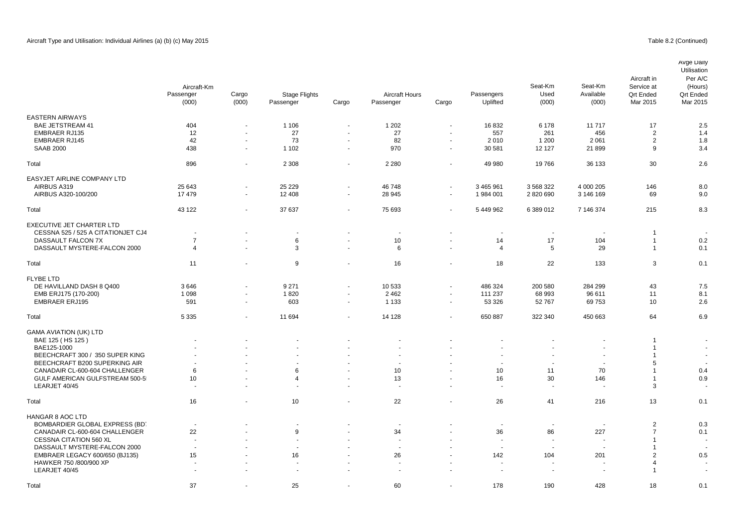Aircraft Type and Utilisation: Individual Airlines (a) (b) (c) May 2015

Table 8.2 (Continued)

| | Aircraft-Km Passenger (000) | Aircraft-Km Cargo (000) | Stage Flights Passenger | Stage Flights Cargo | Aircraft Hours Passenger | Aircraft Hours Cargo | Passengers Uplifted | Seat-Km Used (000) | Seat-Km Available (000) | Aircraft in Service at Qrt Ended Mar 2015 | Avge Daily Utilisation Per A/C (Hours) Qrt Ended Mar 2015 |
|---|---|---|---|---|---|---|---|---|---|---|---|
| EASTERN AIRWAYS | | | | | | | | | | | |
| BAE JETSTREAM 41 | 404 | - | 1 106 | - | 1 202 | - | 16 832 | 6 178 | 11 717 | 17 | 2.5 |
| EMBRAER RJ135 | 12 | - | 27 | - | 27 | - | 557 | 261 | 456 | 2 | 1.4 |
| EMBRAER RJ145 | 42 | - | 73 | - | 82 | - | 2 010 | 1 200 | 2 061 | 2 | 1.8 |
| SAAB 2000 | 438 | - | 1 102 | - | 970 | - | 30 581 | 12 127 | 21 899 | 9 | 3.4 |
| Total | 896 | - | 2 308 | - | 2 280 | - | 49 980 | 19 766 | 36 133 | 30 | 2.6 |
| EASYJET AIRLINE COMPANY LTD | | | | | | | | | | | |
| AIRBUS A319 | 25 643 | - | 25 229 | - | 46 748 | - | 3 465 961 | 3 568 322 | 4 000 205 | 146 | 8.0 |
| AIRBUS A320-100/200 | 17 479 | - | 12 408 | - | 28 945 | - | 1 984 001 | 2 820 690 | 3 146 169 | 69 | 9.0 |
| Total | 43 122 | - | 37 637 | - | 75 693 | - | 5 449 962 | 6 389 012 | 7 146 374 | 215 | 8.3 |
| EXECUTIVE JET CHARTER LTD | | | | | | | | | | | |
| CESSNA 525 / 525 A CITATIONJET CJ4 | - | - | - | - | - | - | - | - | - | 1 | - |
| DASSAULT FALCON 7X | 7 | - | 6 | - | 10 | - | 14 | 17 | 104 | 1 | 0.2 |
| DASSAULT MYSTERE-FALCON 2000 | 4 | - | 3 | - | 6 | - | 4 | 5 | 29 | 1 | 0.1 |
| Total | 11 | - | 9 | - | 16 | - | 18 | 22 | 133 | 3 | 0.1 |
| FLYBE LTD | | | | | | | | | | | |
| DE HAVILLAND DASH 8 Q400 | 3 646 | - | 9 271 | - | 10 533 | - | 486 324 | 200 580 | 284 299 | 43 | 7.5 |
| EMB ERJ175 (170-200) | 1 098 | - | 1 820 | - | 2 462 | - | 111 237 | 68 993 | 96 611 | 11 | 8.1 |
| EMBRAER ERJ195 | 591 | - | 603 | - | 1 133 | - | 53 326 | 52 767 | 69 753 | 10 | 2.6 |
| Total | 5 335 | - | 11 694 | - | 14 128 | - | 650 887 | 322 340 | 450 663 | 64 | 6.9 |
| GAMA AVIATION (UK) LTD | | | | | | | | | | | |
| BAE 125 ( HS 125 ) | - | - | - | - | - | - | - | - | - | 1 | - |
| BAE125-1000 | - | - | - | - | - | - | - | - | - | 1 | - |
| BEECHCRAFT 300 / 350 SUPER KING | - | - | - | - | - | - | - | - | - | 1 | - |
| BEECHCRAFT B200 SUPERKING AIR | - | - | - | - | - | - | - | - | - | 5 | - |
| CANADAIR CL-600-604 CHALLENGER | 6 | - | 6 | - | 10 | - | 10 | 11 | 70 | 1 | 0.4 |
| GULF AMERICAN GULFSTREAM 500-5 | 10 | - | 4 | - | 13 | - | 16 | 30 | 146 | 1 | 0.9 |
| LEARJET 40/45 | - | - | - | - | - | - | - | - | - | 3 | - |
| Total | 16 | - | 10 | - | 22 | - | 26 | 41 | 216 | 13 | 0.1 |
| HANGAR 8 AOC LTD | | | | | | | | | | | |
| BOMBARDIER GLOBAL EXPRESS (BD | - | - | - | - | - | - | - | - | - | 2 | 0.3 |
| CANADAIR CL-600-604 CHALLENGER | 22 | - | 9 | - | 34 | - | 36 | 86 | 227 | 7 | 0.1 |
| CESSNA CITATION 560 XL | - | - | - | - | - | - | - | - | - | 1 | - |
| DASSAULT MYSTERE-FALCON 2000 | - | - | - | - | - | - | - | - | - | 1 | - |
| EMBRAER LEGACY 600/650 (BJ135) | 15 | - | 16 | - | 26 | - | 142 | 104 | 201 | 2 | 0.5 |
| HAWKER 750 /800/900 XP | - | - | - | - | - | - | - | - | - | 4 | - |
| LEARJET 40/45 | - | - | - | - | - | - | - | - | - | 1 | - |
| Total | 37 | - | 25 | - | 60 | - | 178 | 190 | 428 | 18 | 0.1 |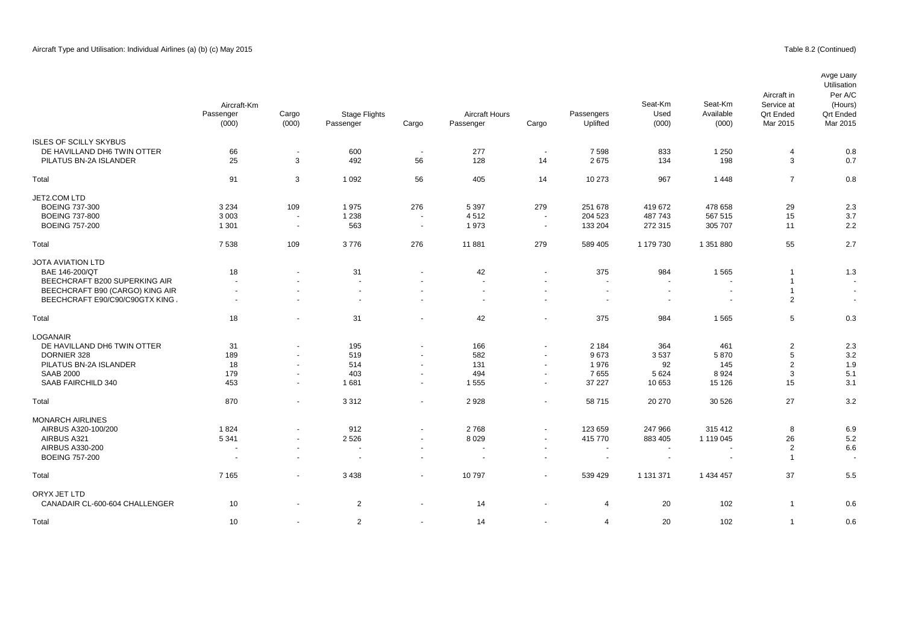Aircraft Type and Utilisation: Individual Airlines (a) (b) (c) May 2015

Table 8.2 (Continued)

| | Aircraft-Km Passenger (000) | Cargo (000) | Stage Flights Passenger | Cargo | Aircraft Hours Passenger | Cargo | Passengers Uplifted | Seat-Km Used (000) | Seat-Km Available (000) | Aircraft in Service at Qrt Ended Mar 2015 | Avge Daily Utilisation Per A/C (Hours) Qrt Ended Mar 2015 |
|---|---|---|---|---|---|---|---|---|---|---|---|
| ISLES OF SCILLY SKYBUS | | | | | | | | | | | |
| DE HAVILLAND DH6 TWIN OTTER | 66 | - | 600 | - | 277 | - | 7 598 | 833 | 1 250 | 4 | 0.8 |
| PILATUS BN-2A ISLANDER | 25 | 3 | 492 | 56 | 128 | 14 | 2 675 | 134 | 198 | 3 | 0.7 |
| Total | 91 | 3 | 1 092 | 56 | 405 | 14 | 10 273 | 967 | 1 448 | 7 | 0.8 |
| JET2.COM LTD | | | | | | | | | | | |
| BOEING 737-300 | 3 234 | 109 | 1 975 | 276 | 5 397 | 279 | 251 678 | 419 672 | 478 658 | 29 | 2.3 |
| BOEING 737-800 | 3 003 | - | 1 238 | - | 4 512 | - | 204 523 | 487 743 | 567 515 | 15 | 3.7 |
| BOEING 757-200 | 1 301 | - | 563 | - | 1 973 | - | 133 204 | 272 315 | 305 707 | 11 | 2.2 |
| Total | 7 538 | 109 | 3 776 | 276 | 11 881 | 279 | 589 405 | 1 179 730 | 1 351 880 | 55 | 2.7 |
| JOTA AVIATION LTD | | | | | | | | | | | |
| BAE 146-200/QT | 18 | - | 31 | - | 42 | - | 375 | 984 | 1 565 | 1 | 1.3 |
| BEECHCRAFT B200 SUPERKING AIR | - | - | - | - | - | - | - | - | - | 1 | - |
| BEECHCRAFT B90 (CARGO) KING AIR | - | - | - | - | - | - | - | - | - | 1 | - |
| BEECHCRAFT E90/C90/C90GTX KING . | - | - | - | - | - | - | - | - | - | 2 | - |
| Total | 18 | - | 31 | - | 42 | - | 375 | 984 | 1 565 | 5 | 0.3 |
| LOGANAIR | | | | | | | | | | | |
| DE HAVILLAND DH6 TWIN OTTER | 31 | - | 195 | - | 166 | - | 2 184 | 364 | 461 | 2 | 2.3 |
| DORNIER 328 | 189 | - | 519 | - | 582 | - | 9 673 | 3 537 | 5 870 | 5 | 3.2 |
| PILATUS BN-2A ISLANDER | 18 | - | 514 | - | 131 | - | 1 976 | 92 | 145 | 2 | 1.9 |
| SAAB 2000 | 179 | - | 403 | - | 494 | - | 7 655 | 5 624 | 8 924 | 3 | 5.1 |
| SAAB FAIRCHILD 340 | 453 | - | 1 681 | - | 1 555 | - | 37 227 | 10 653 | 15 126 | 15 | 3.1 |
| Total | 870 | - | 3 312 | - | 2 928 | - | 58 715 | 20 270 | 30 526 | 27 | 3.2 |
| MONARCH AIRLINES | | | | | | | | | | | |
| AIRBUS A320-100/200 | 1 824 | - | 912 | - | 2 768 | - | 123 659 | 247 966 | 315 412 | 8 | 6.9 |
| AIRBUS A321 | 5 341 | - | 2 526 | - | 8 029 | - | 415 770 | 883 405 | 1 119 045 | 26 | 5.2 |
| AIRBUS A330-200 | - | - | - | - | - | - | - | - | - | 2 | 6.6 |
| BOEING 757-200 | - | - | - | - | - | - | - | - | - | 1 | - |
| Total | 7 165 | - | 3 438 | - | 10 797 | - | 539 429 | 1 131 371 | 1 434 457 | 37 | 5.5 |
| ORYX JET LTD | | | | | | | | | | | |
| CANADAIR CL-600-604 CHALLENGER | 10 | - | 2 | - | 14 | - | 4 | 20 | 102 | 1 | 0.6 |
| Total | 10 | - | 2 | - | 14 | - | 4 | 20 | 102 | 1 | 0.6 |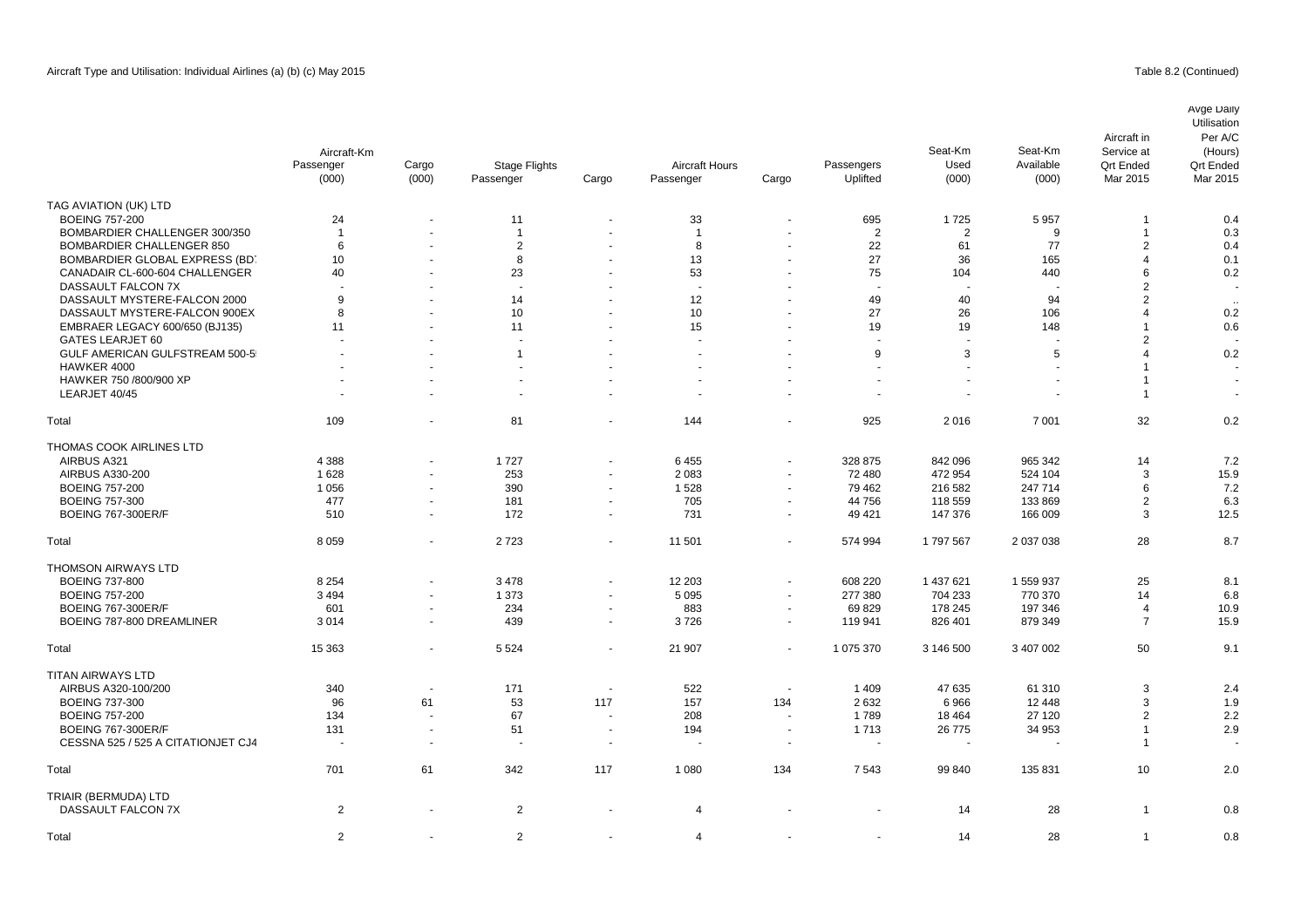Aircraft Type and Utilisation: Individual Airlines (a) (b) (c) May 2015

Table 8.2 (Continued)

| | Aircraft-Km Passenger (000) | Cargo (000) | Stage Flights Passenger | Cargo | Aircraft Hours Passenger | Cargo | Passengers Uplifted | Seat-Km Used (000) | Seat-Km Available (000) | Aircraft in Service at Qrt Ended Mar 2015 | Avge Daily Utilisation Per A/C (Hours) Qrt Ended Mar 2015 |
|---|---|---|---|---|---|---|---|---|---|---|---|
| TAG AVIATION (UK) LTD | | | | | | | | | | | |
| BOEING 757-200 | 24 | - | 11 | - | 33 | - | 695 | 1 725 | 5 957 | 1 | 0.4 |
| BOMBARDIER CHALLENGER 300/350 | 1 | - | 1 | - | 1 | - | 2 | 2 | 9 | 1 | 0.3 |
| BOMBARDIER CHALLENGER 850 | 6 | - | 2 | - | 8 | - | 22 | 61 | 77 | 2 | 0.4 |
| BOMBARDIER GLOBAL EXPRESS (BD | 10 | - | 8 | - | 13 | - | 27 | 36 | 165 | 4 | 0.1 |
| CANADAIR CL-600-604 CHALLENGER | 40 | - | 23 | - | 53 | - | 75 | 104 | 440 | 6 | 0.2 |
| DASSAULT FALCON 7X | - | - | - | - | - | - | - | - | - | 2 | - |
| DASSAULT MYSTERE-FALCON 2000 | 9 | - | 14 | - | 12 | - | 49 | 40 | 94 | 2 | .. |
| DASSAULT MYSTERE-FALCON 900EX | 8 | - | 10 | - | 10 | - | 27 | 26 | 106 | 4 | 0.2 |
| EMBRAER LEGACY 600/650 (BJ135) | 11 | - | 11 | - | 15 | - | 19 | 19 | 148 | 1 | 0.6 |
| GATES LEARJET 60 | - | - | - | - | - | - | - | - | - | 2 | - |
| GULF AMERICAN GULFSTREAM 500-5 | - | - | 1 | - | - | - | 9 | 3 | 5 | 4 | 0.2 |
| HAWKER 4000 | - | - | - | - | - | - | - | - | - | 1 | - |
| HAWKER 750 /800/900 XP | - | - | - | - | - | - | - | - | - | 1 | - |
| LEARJET 40/45 | - | - | - | - | - | - | - | - | - | 1 | - |
| Total | 109 | - | 81 | - | 144 | - | 925 | 2 016 | 7 001 | 32 | 0.2 |
| THOMAS COOK AIRLINES LTD | | | | | | | | | | | |
| AIRBUS A321 | 4 388 | - | 1 727 | - | 6 455 | - | 328 875 | 842 096 | 965 342 | 14 | 7.2 |
| AIRBUS A330-200 | 1 628 | - | 253 | - | 2 083 | - | 72 480 | 472 954 | 524 104 | 3 | 15.9 |
| BOEING 757-200 | 1 056 | - | 390 | - | 1 528 | - | 79 462 | 216 582 | 247 714 | 6 | 7.2 |
| BOEING 757-300 | 477 | - | 181 | - | 705 | - | 44 756 | 118 559 | 133 869 | 2 | 6.3 |
| BOEING 767-300ER/F | 510 | - | 172 | - | 731 | - | 49 421 | 147 376 | 166 009 | 3 | 12.5 |
| Total | 8 059 | - | 2 723 | - | 11 501 | - | 574 994 | 1 797 567 | 2 037 038 | 28 | 8.7 |
| THOMSON AIRWAYS LTD | | | | | | | | | | | |
| BOEING 737-800 | 8 254 | - | 3 478 | - | 12 203 | - | 608 220 | 1 437 621 | 1 559 937 | 25 | 8.1 |
| BOEING 757-200 | 3 494 | - | 1 373 | - | 5 095 | - | 277 380 | 704 233 | 770 370 | 14 | 6.8 |
| BOEING 767-300ER/F | 601 | - | 234 | - | 883 | - | 69 829 | 178 245 | 197 346 | 4 | 10.9 |
| BOEING 787-800 DREAMLINER | 3 014 | - | 439 | - | 3 726 | - | 119 941 | 826 401 | 879 349 | 7 | 15.9 |
| Total | 15 363 | - | 5 524 | - | 21 907 | - | 1 075 370 | 3 146 500 | 3 407 002 | 50 | 9.1 |
| TITAN AIRWAYS LTD | | | | | | | | | | | |
| AIRBUS A320-100/200 | 340 | - | 171 | - | 522 | - | 1 409 | 47 635 | 61 310 | 3 | 2.4 |
| BOEING 737-300 | 96 | 61 | 53 | 117 | 157 | 134 | 2 632 | 6 966 | 12 448 | 3 | 1.9 |
| BOEING 757-200 | 134 | - | 67 | - | 208 | - | 1 789 | 18 464 | 27 120 | 2 | 2.2 |
| BOEING 767-300ER/F | 131 | - | 51 | - | 194 | - | 1 713 | 26 775 | 34 953 | 1 | 2.9 |
| CESSNA 525 / 525 A CITATIONJET CJ4 | - | - | - | - | - | - | - | - | - | 1 | - |
| Total | 701 | 61 | 342 | 117 | 1 080 | 134 | 7 543 | 99 840 | 135 831 | 10 | 2.0 |
| TRIAIR (BERMUDA) LTD | | | | | | | | | | | |
| DASSAULT FALCON 7X | 2 | - | 2 | - | 4 | - | - | 14 | 28 | 1 | 0.8 |
| Total | 2 | - | 2 | - | 4 | - | - | 14 | 28 | 1 | 0.8 |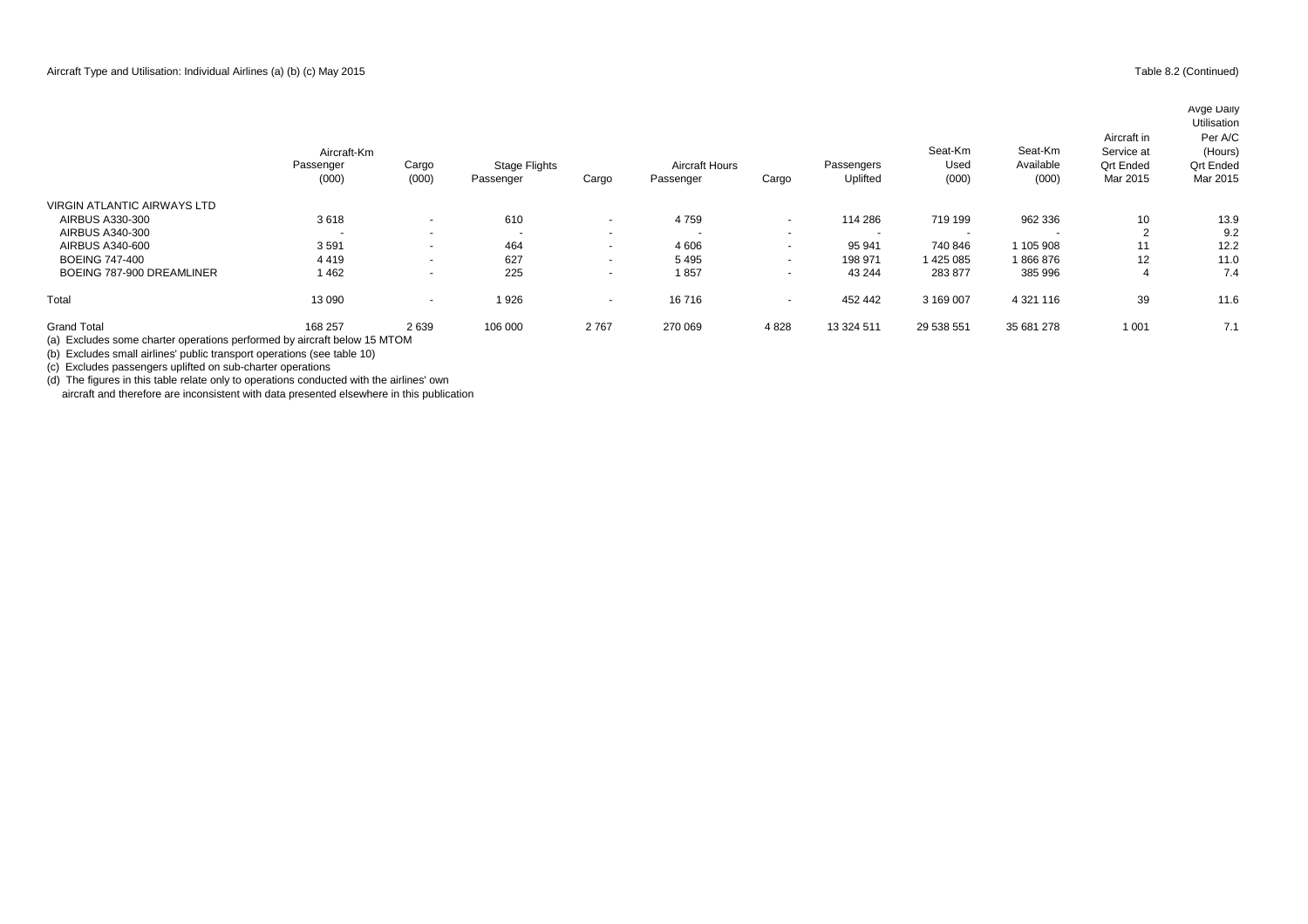Aircraft Type and Utilisation: Individual Airlines (a) (b) (c) May 2015

Table 8.2 (Continued)

| | Aircraft-Km Passenger (000) | Cargo (000) | Stage Flights Passenger | Cargo | Aircraft Hours Passenger | Cargo | Passengers Uplifted | Seat-Km Used (000) | Seat-Km Available (000) | Aircraft in Service at Qrt Ended Mar 2015 | Avge Daily Utilisation Per A/C (Hours) Qrt Ended Mar 2015 |
|---|---|---|---|---|---|---|---|---|---|---|---|
| VIRGIN ATLANTIC AIRWAYS LTD | | | | | | | | | | | |
| AIRBUS A330-300 | 3 618 | - | 610 | - | 4 759 | - | 114 286 | 719 199 | 962 336 | 10 | 13.9 |
| AIRBUS A340-300 | - | - | - | - | - | - | - | - | - | 2 | 9.2 |
| AIRBUS A340-600 | 3 591 | - | 464 | - | 4 606 | - | 95 941 | 740 846 | 1 105 908 | 11 | 12.2 |
| BOEING 747-400 | 4 419 | - | 627 | - | 5 495 | - | 198 971 | 1 425 085 | 1 866 876 | 12 | 11.0 |
| BOEING 787-900 DREAMLINER | 1 462 | - | 225 | - | 1 857 | - | 43 244 | 283 877 | 385 996 | 4 | 7.4 |
| Total | 13 090 | - | 1 926 | - | 16 716 | - | 452 442 | 3 169 007 | 4 321 116 | 39 | 11.6 |
| Grand Total | 168 257 | 2 639 | 106 000 | 2 767 | 270 069 | 4 828 | 13 324 511 | 29 538 551 | 35 681 278 | 1 001 | 7.1 |

(a) Excludes some charter operations performed by aircraft below 15 MTOM

(b) Excludes small airlines' public transport operations (see table 10)

(c) Excludes passengers uplifted on sub-charter operations

(d) The figures in this table relate only to operations conducted with the airlines' own aircraft and therefore are inconsistent with data presented elsewhere in this publication